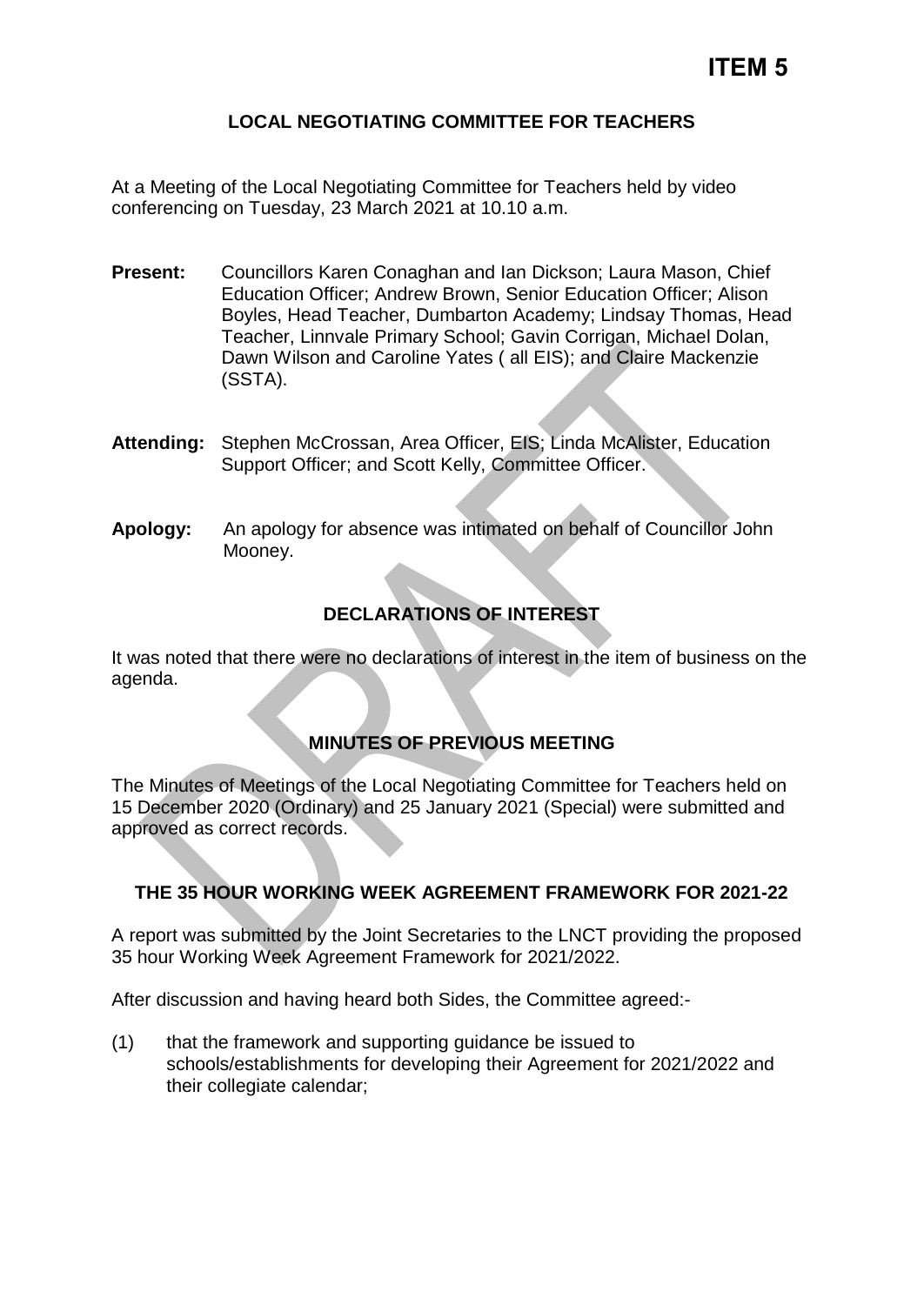# ITEM 5

## LOCAL NEGOTIATING COMMITTEE FOR TEACHERS

At a Meeting of the Local Negotiating Committee for Teachers held by video conferencing on Tuesday, 23 March 2021 at 10.10 a.m.

**Present:** Councillors Karen Conaghan and Ian Dickson; Laura Mason, Chief Education Officer; Andrew Brown, Senior Education Officer; Alison Boyles, Head Teacher, Dumbarton Academy; Lindsay Thomas, Head Teacher, Linnvale Primary School; Gavin Corrigan, Michael Dolan, Dawn Wilson and Caroline Yates ( all EIS); and Claire Mackenzie (SSTA).

**Attending:** Stephen McCrossan, Area Officer, EIS; Linda McAlister, Education Support Officer; and Scott Kelly, Committee Officer.

**Apology:** An apology for absence was intimated on behalf of Councillor John Mooney.

### DECLARATIONS OF INTEREST

It was noted that there were no declarations of interest in the item of business on the agenda.

### MINUTES OF PREVIOUS MEETING

The Minutes of Meetings of the Local Negotiating Committee for Teachers held on 15 December 2020 (Ordinary) and 25 January 2021 (Special) were submitted and approved as correct records.

### THE 35 HOUR WORKING WEEK AGREEMENT FRAMEWORK FOR 2021-22

A report was submitted by the Joint Secretaries to the LNCT providing the proposed 35 hour Working Week Agreement Framework for 2021/2022.

After discussion and having heard both Sides, the Committee agreed:-

(1) that the framework and supporting guidance be issued to schools/establishments for developing their Agreement for 2021/2022 and their collegiate calendar;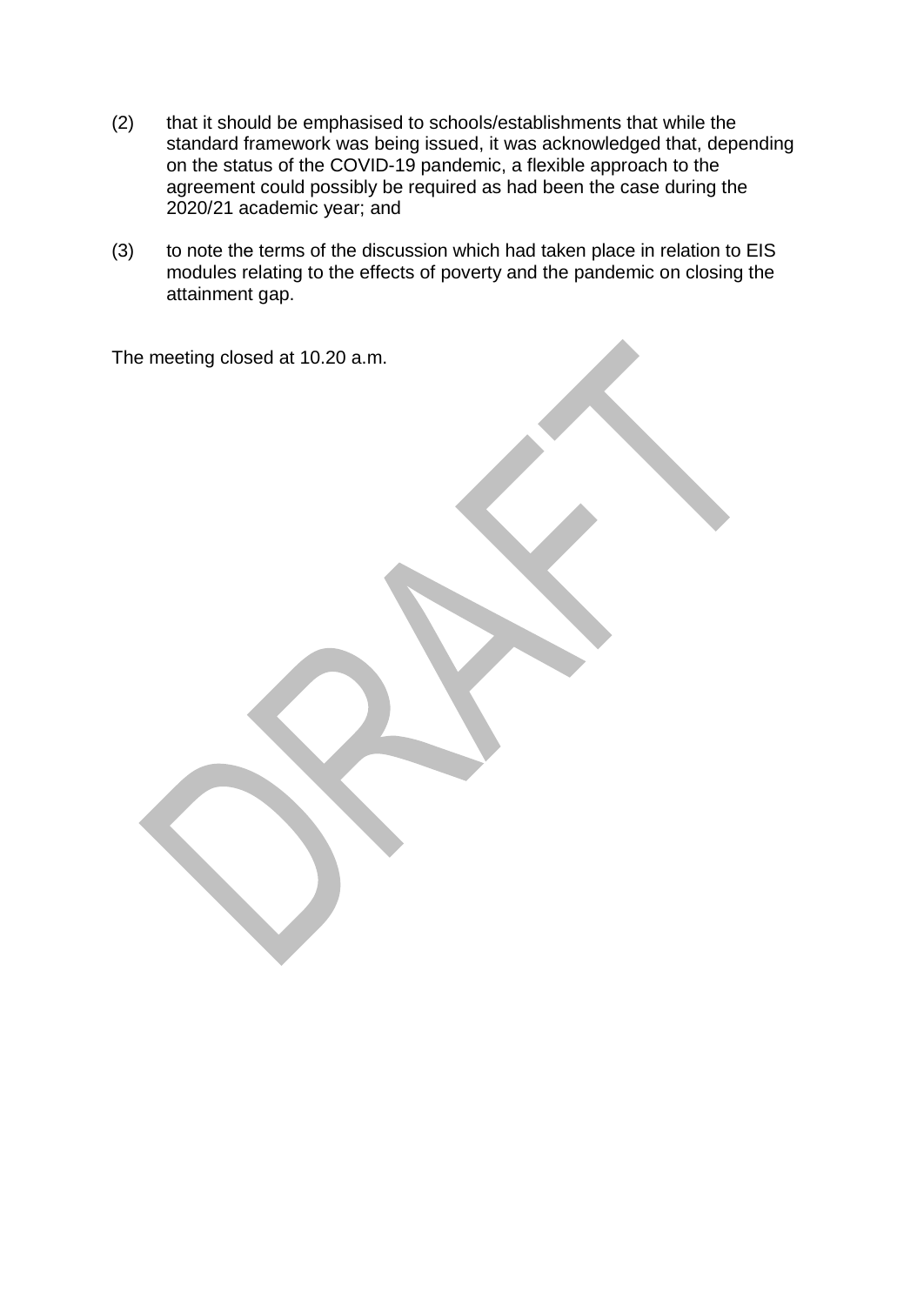(2) that it should be emphasised to schools/establishments that while the standard framework was being issued, it was acknowledged that, depending on the status of the COVID-19 pandemic, a flexible approach to the agreement could possibly be required as had been the case during the 2020/21 academic year; and

(3) to note the terms of the discussion which had taken place in relation to EIS modules relating to the effects of poverty and the pandemic on closing the attainment gap.

The meeting closed at 10.20 a.m.

DRAFT